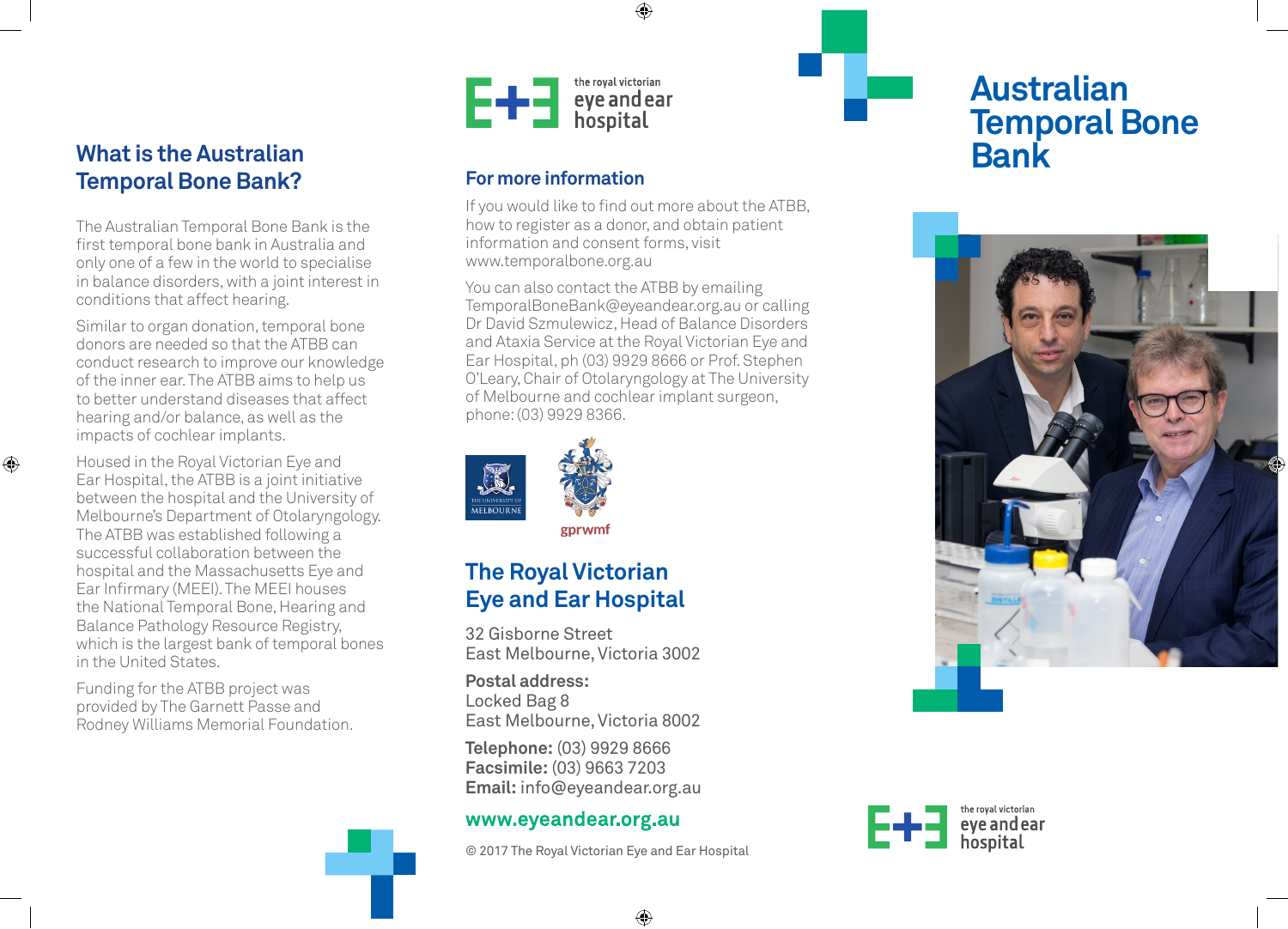## What is the Australian Temporal Bone Bank?

The Australian Temporal Bone Bank is the first temporal bone bank in Australia and only one of a few in the world to specialise in balance disorders, with a joint interest in conditions that affect hearing.

Similar to organ donation, temporal bone donors are needed so that the ATBB can conduct research to improve our knowledge of the inner ear. The ATBB aims to help us to better understand diseases that affect hearing and/or balance, as well as the impacts of cochlear implants.

Housed in the Royal Victorian Eye and Ear Hospital, the ATBB is a joint initiative between the hospital and the University of Melbourne's Department of Otolaryngology. The ATBB was established following a successful collaboration between the hospital and the Massachusetts Eye and Ear Infirmary (MEEI). The MEEI houses the National Temporal Bone, Hearing and Balance Pathology Resource Registry, which is the largest bank of temporal bones in the United States.

Funding for the ATBB project was provided by The Garnett Passe and Rodney Williams Memorial Foundation.

the royal victorian eye and ear hospital

## For more information

If you would like to find out more about the ATBB, how to register as a donor, and obtain patient information and consent forms, visit www.temporalbone.org.au

You can also contact the ATBB by emailing TemporalBoneBank@eyeandear.org.au or calling Dr David Szmulewicz, Head of Balance Disorders and Ataxia Service at the Royal Victorian Eye and Ear Hospital, ph (03) 9929 8666 or Prof. Stephen O'Leary, Chair of Otolaryngology at The University of Melbourne and cochlear implant surgeon, phone: (03) 9929 8366.

THE UNIVERSITY OF MELBOURNE

gprwmf

## The Royal Victorian Eye and Ear Hospital

32 Gisborne Street
East Melbourne, Victoria 3002

**Postal address:**
Locked Bag 8
East Melbourne, Victoria 8002

**Telephone:** (03) 9929 8666
**Facsimile:** (03) 9663 7203
**Email:** info@eyeandear.org.au

**www.eyeandear.org.au**

© 2017 The Royal Victorian Eye and Ear Hospital

# Australian Temporal Bone Bank

the royal victorian eye and ear hospital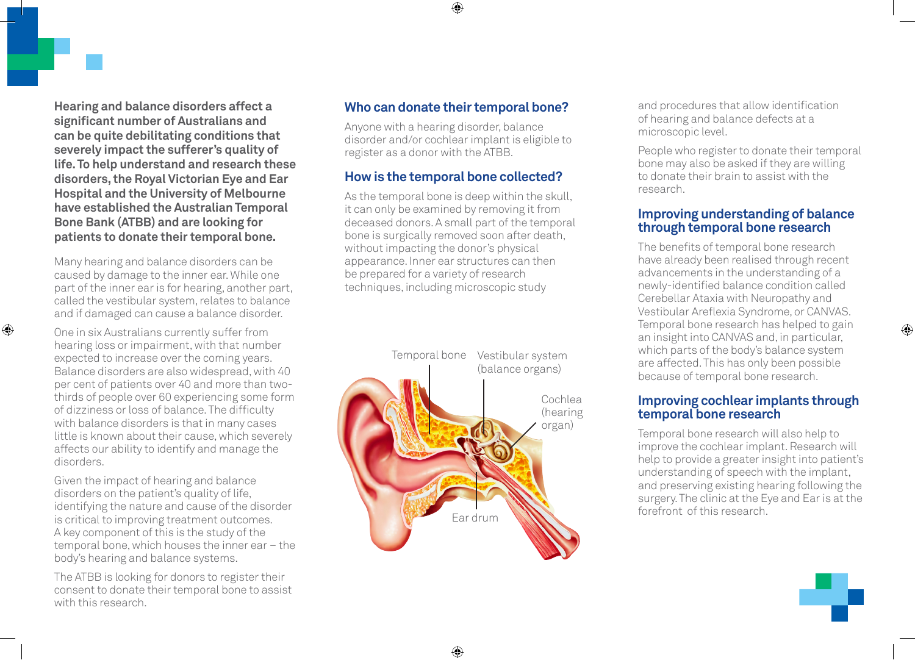**Hearing and balance disorders affect a significant number of Australians and can be quite debilitating conditions that severely impact the sufferer's quality of life. To help understand and research these disorders, the Royal Victorian Eye and Ear Hospital and the University of Melbourne have established the Australian Temporal Bone Bank (ATBB) and are looking for patients to donate their temporal bone.**

Many hearing and balance disorders can be caused by damage to the inner ear. While one part of the inner ear is for hearing, another part, called the vestibular system, relates to balance and if damaged can cause a balance disorder.

One in six Australians currently suffer from hearing loss or impairment, with that number expected to increase over the coming years. Balance disorders are also widespread, with 40 per cent of patients over 40 and more than two-thirds of people over 60 experiencing some form of dizziness or loss of balance. The difficulty with balance disorders is that in many cases little is known about their cause, which severely affects our ability to identify and manage the disorders.

Given the impact of hearing and balance disorders on the patient's quality of life, identifying the nature and cause of the disorder is critical to improving treatment outcomes. A key component of this is the study of the temporal bone, which houses the inner ear – the body's hearing and balance systems.

The ATBB is looking for donors to register their consent to donate their temporal bone to assist with this research.

## Who can donate their temporal bone?

Anyone with a hearing disorder, balance disorder and/or cochlear implant is eligible to register as a donor with the ATBB.

## How is the temporal bone collected?

As the temporal bone is deep within the skull, it can only be examined by removing it from deceased donors. A small part of the temporal bone is surgically removed soon after death, without impacting the donor's physical appearance. Inner ear structures can then be prepared for a variety of research techniques, including microscopic study and procedures that allow identification of hearing and balance defects at a microscopic level.

Temporal bone

Vestibular system (balance organs)

Cochlea (hearing organ)

Ear drum

People who register to donate their temporal bone may also be asked if they are willing to donate their brain to assist with the research.

## Improving understanding of balance through temporal bone research

The benefits of temporal bone research have already been realised through recent advancements in the understanding of a newly-identified balance condition called Cerebellar Ataxia with Neuropathy and Vestibular Areflexia Syndrome, or CANVAS. Temporal bone research has helped to gain an insight into CANVAS and, in particular, which parts of the body's balance system are affected. This has only been possible because of temporal bone research.

## Improving cochlear implants through temporal bone research

Temporal bone research will also help to improve the cochlear implant. Research will help to provide a greater insight into patient's understanding of speech with the implant, and preserving existing hearing following the surgery. The clinic at the Eye and Ear is at the forefront of this research.